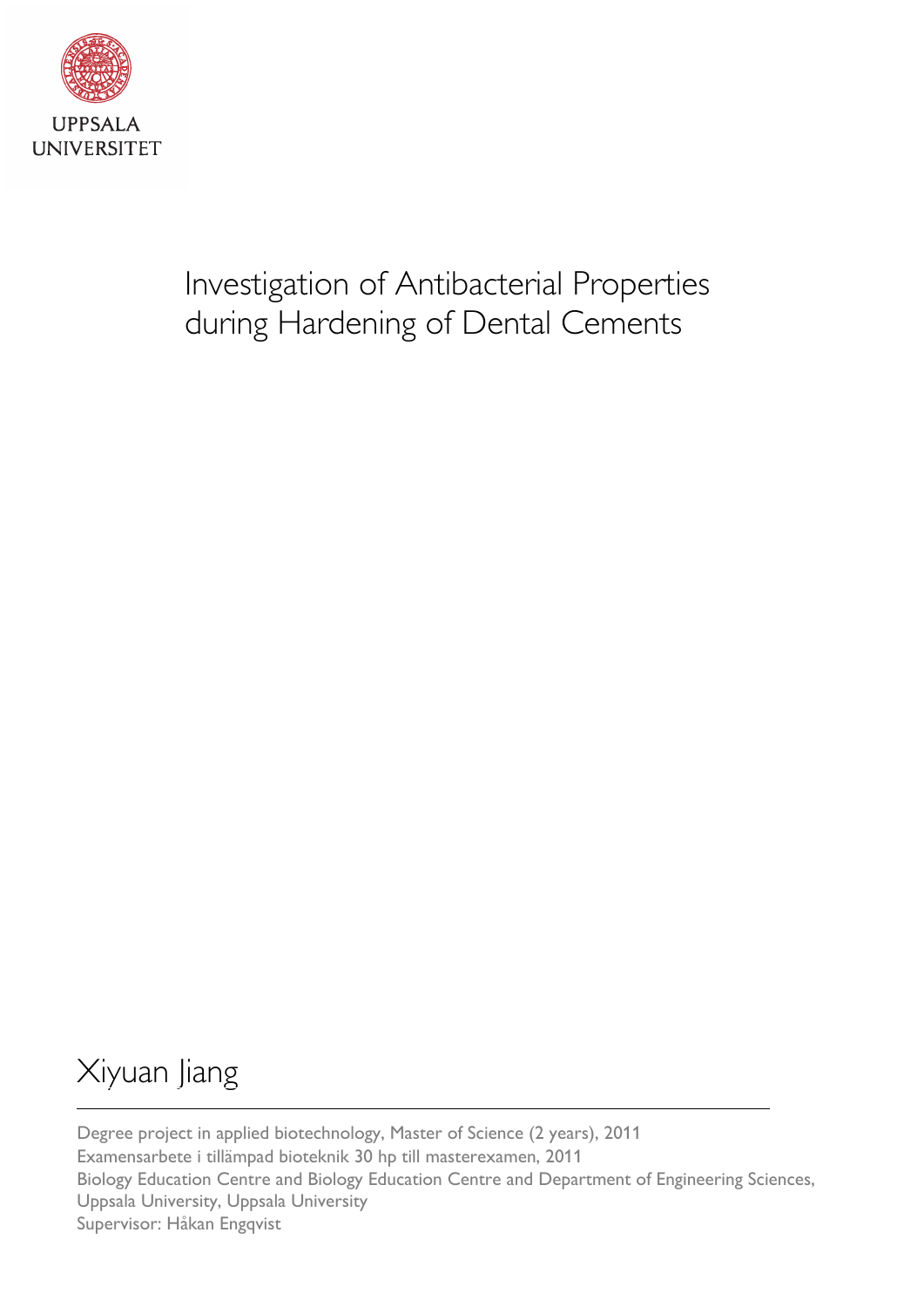UPPSALA UNIVERSITET

# Investigation of Antibacterial Properties during Hardening of Dental Cements

Xiyuan Jiang

Degree project in applied biotechnology, Master of Science (2 years), 2011
Examensarbete i tillämpad bioteknik 30 hp till masterexamen, 2011
Biology Education Centre and Biology Education Centre and Department of Engineering Sciences, Uppsala University, Uppsala University
Supervisor: Håkan Engqvist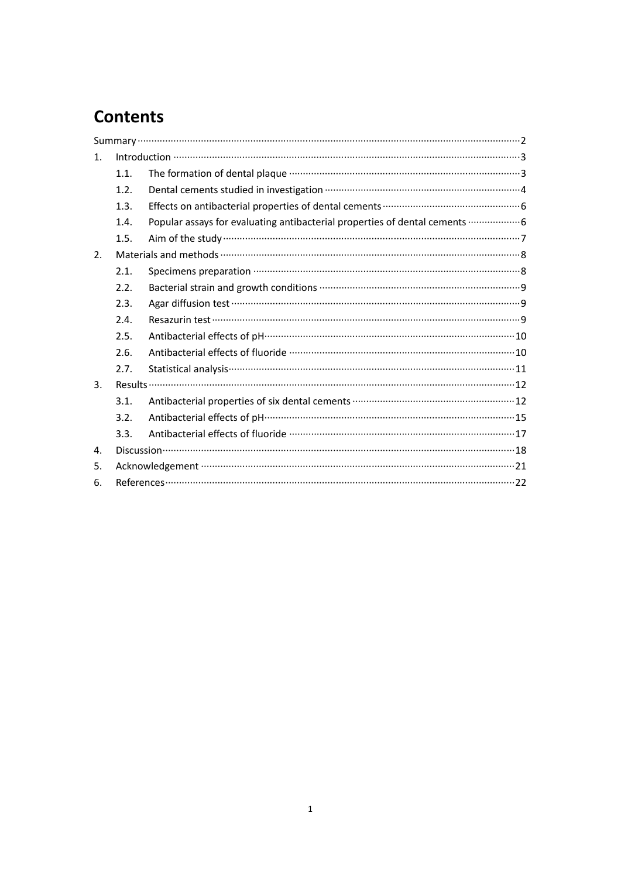# Contents

Summary ......... 2

1. Introduction ......... 3
   - 1.1. The formation of dental plaque ......... 3
   - 1.2. Dental cements studied in investigation ......... 4
   - 1.3. Effects on antibacterial properties of dental cements ......... 6
   - 1.4. Popular assays for evaluating antibacterial properties of dental cements ......... 6
   - 1.5. Aim of the study ......... 7
2. Materials and methods ......... 8
   - 2.1. Specimens preparation ......... 8
   - 2.2. Bacterial strain and growth conditions ......... 9
   - 2.3. Agar diffusion test ......... 9
   - 2.4. Resazurin test ......... 9
   - 2.5. Antibacterial effects of pH ......... 10
   - 2.6. Antibacterial effects of fluoride ......... 10
   - 2.7. Statistical analysis ......... 11
3. Results ......... 12
   - 3.1. Antibacterial properties of six dental cements ......... 12
   - 3.2. Antibacterial effects of pH ......... 15
   - 3.3. Antibacterial effects of fluoride ......... 17
4. Discussion ......... 18
5. Acknowledgement ......... 21
6. References ......... 22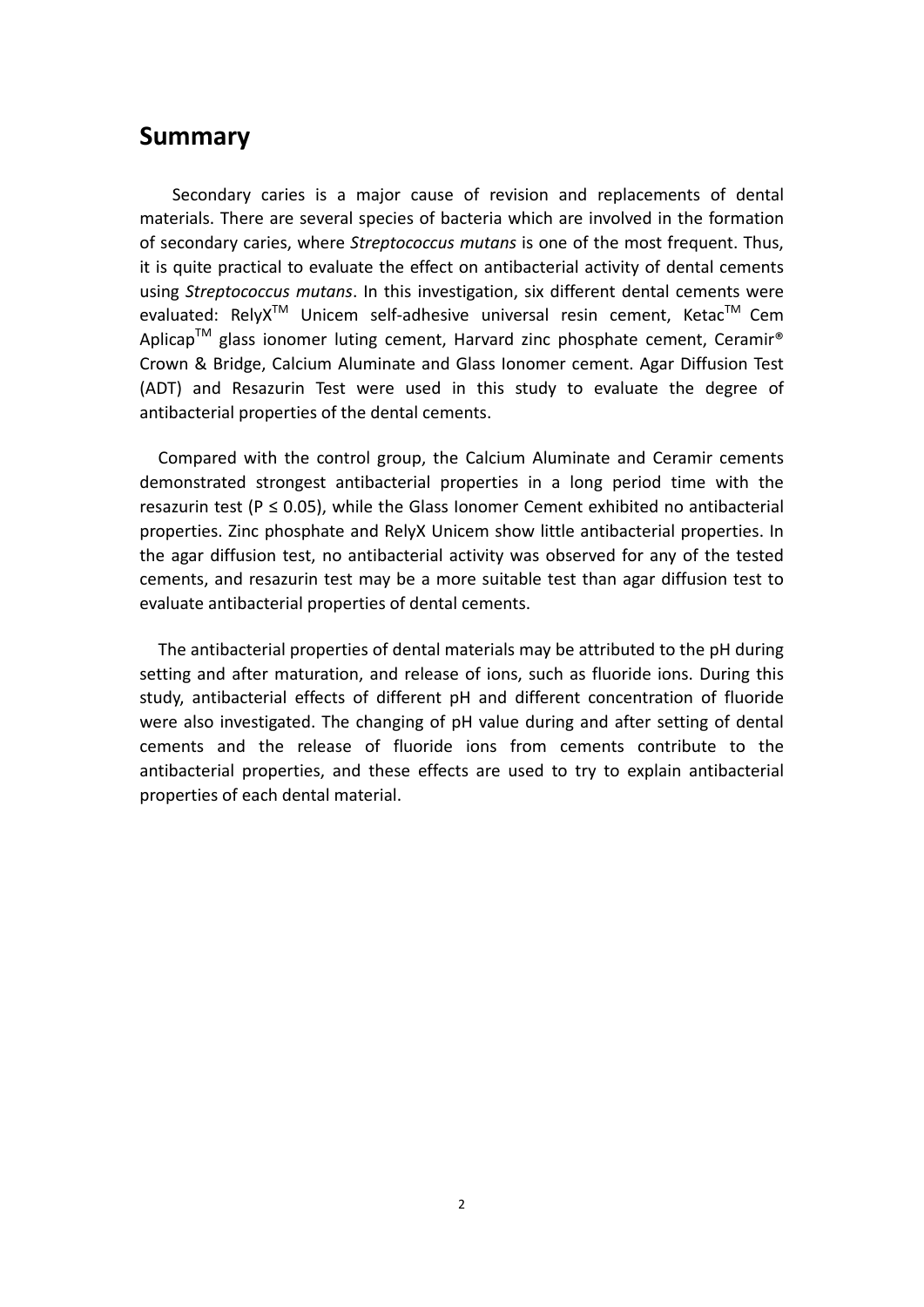## Summary

Secondary caries is a major cause of revision and replacements of dental materials. There are several species of bacteria which are involved in the formation of secondary caries, where *Streptococcus mutans* is one of the most frequent. Thus, it is quite practical to evaluate the effect on antibacterial activity of dental cements using *Streptococcus mutans*. In this investigation, six different dental cements were evaluated: RelyX™ Unicem self-adhesive universal resin cement, Ketac™ Cem Aplicap™ glass ionomer luting cement, Harvard zinc phosphate cement, Ceramir® Crown & Bridge, Calcium Aluminate and Glass Ionomer cement. Agar Diffusion Test (ADT) and Resazurin Test were used in this study to evaluate the degree of antibacterial properties of the dental cements.

Compared with the control group, the Calcium Aluminate and Ceramir cements demonstrated strongest antibacterial properties in a long period time with the resazurin test ($P \leq 0.05$), while the Glass Ionomer Cement exhibited no antibacterial properties. Zinc phosphate and RelyX Unicem show little antibacterial properties. In the agar diffusion test, no antibacterial activity was observed for any of the tested cements, and resazurin test may be a more suitable test than agar diffusion test to evaluate antibacterial properties of dental cements.

The antibacterial properties of dental materials may be attributed to the pH during setting and after maturation, and release of ions, such as fluoride ions. During this study, antibacterial effects of different pH and different concentration of fluoride were also investigated. The changing of pH value during and after setting of dental cements and the release of fluoride ions from cements contribute to the antibacterial properties, and these effects are used to try to explain antibacterial properties of each dental material.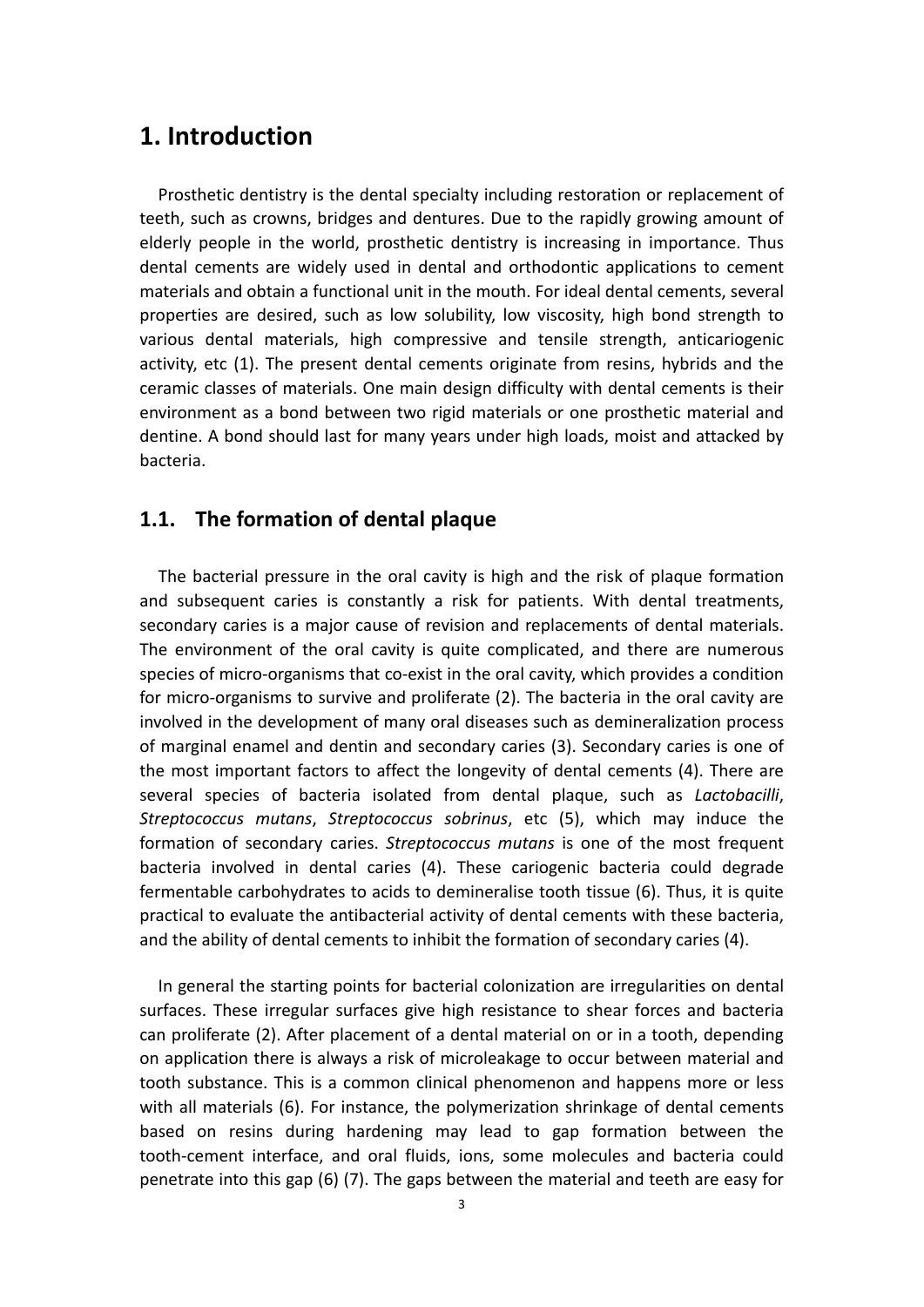# 1. Introduction

Prosthetic dentistry is the dental specialty including restoration or replacement of teeth, such as crowns, bridges and dentures. Due to the rapidly growing amount of elderly people in the world, prosthetic dentistry is increasing in importance. Thus dental cements are widely used in dental and orthodontic applications to cement materials and obtain a functional unit in the mouth. For ideal dental cements, several properties are desired, such as low solubility, low viscosity, high bond strength to various dental materials, high compressive and tensile strength, anticariogenic activity, etc (1). The present dental cements originate from resins, hybrids and the ceramic classes of materials. One main design difficulty with dental cements is their environment as a bond between two rigid materials or one prosthetic material and dentine. A bond should last for many years under high loads, moist and attacked by bacteria.

## 1.1. The formation of dental plaque

The bacterial pressure in the oral cavity is high and the risk of plaque formation and subsequent caries is constantly a risk for patients. With dental treatments, secondary caries is a major cause of revision and replacements of dental materials. The environment of the oral cavity is quite complicated, and there are numerous species of micro-organisms that co-exist in the oral cavity, which provides a condition for micro-organisms to survive and proliferate (2). The bacteria in the oral cavity are involved in the development of many oral diseases such as demineralization process of marginal enamel and dentin and secondary caries (3). Secondary caries is one of the most important factors to affect the longevity of dental cements (4). There are several species of bacteria isolated from dental plaque, such as *Lactobacilli*, *Streptococcus mutans*, *Streptococcus sobrinus*, etc (5), which may induce the formation of secondary caries. *Streptococcus mutans* is one of the most frequent bacteria involved in dental caries (4). These cariogenic bacteria could degrade fermentable carbohydrates to acids to demineralise tooth tissue (6). Thus, it is quite practical to evaluate the antibacterial activity of dental cements with these bacteria, and the ability of dental cements to inhibit the formation of secondary caries (4).

In general the starting points for bacterial colonization are irregularities on dental surfaces. These irregular surfaces give high resistance to shear forces and bacteria can proliferate (2). After placement of a dental material on or in a tooth, depending on application there is always a risk of microleakage to occur between material and tooth substance. This is a common clinical phenomenon and happens more or less with all materials (6). For instance, the polymerization shrinkage of dental cements based on resins during hardening may lead to gap formation between the tooth-cement interface, and oral fluids, ions, some molecules and bacteria could penetrate into this gap (6) (7). The gaps between the material and teeth are easy for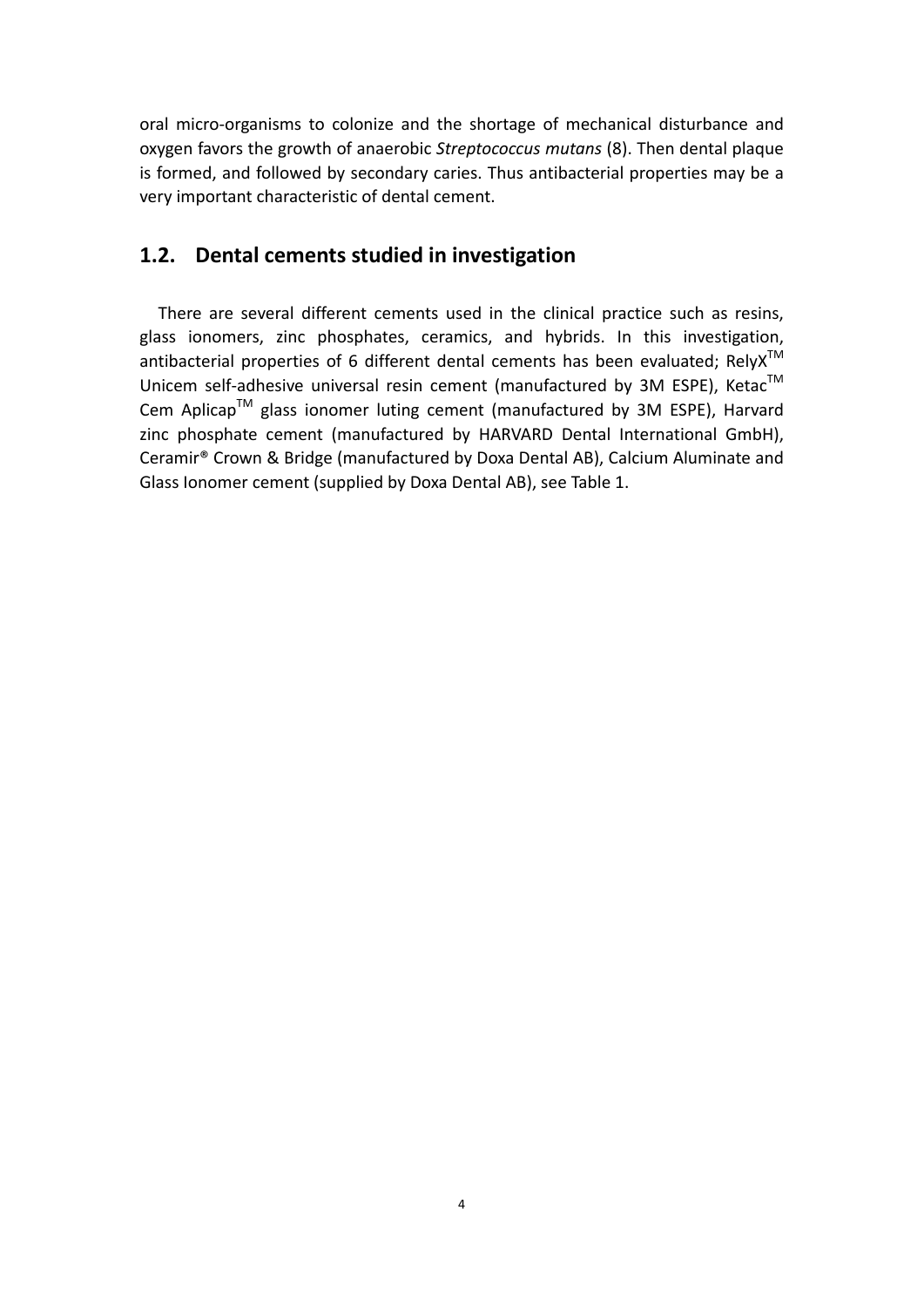oral micro-organisms to colonize and the shortage of mechanical disturbance and oxygen favors the growth of anaerobic *Streptococcus mutans* (8). Then dental plaque is formed, and followed by secondary caries. Thus antibacterial properties may be a very important characteristic of dental cement.

## 1.2. Dental cements studied in investigation

There are several different cements used in the clinical practice such as resins, glass ionomers, zinc phosphates, ceramics, and hybrids. In this investigation, antibacterial properties of 6 different dental cements has been evaluated; RelyX$^{TM}$ Unicem self-adhesive universal resin cement (manufactured by 3M ESPE), Ketac$^{TM}$ Cem Aplicap$^{TM}$ glass ionomer luting cement (manufactured by 3M ESPE), Harvard zinc phosphate cement (manufactured by HARVARD Dental International GmbH), Ceramir® Crown & Bridge (manufactured by Doxa Dental AB), Calcium Aluminate and Glass Ionomer cement (supplied by Doxa Dental AB), see Table 1.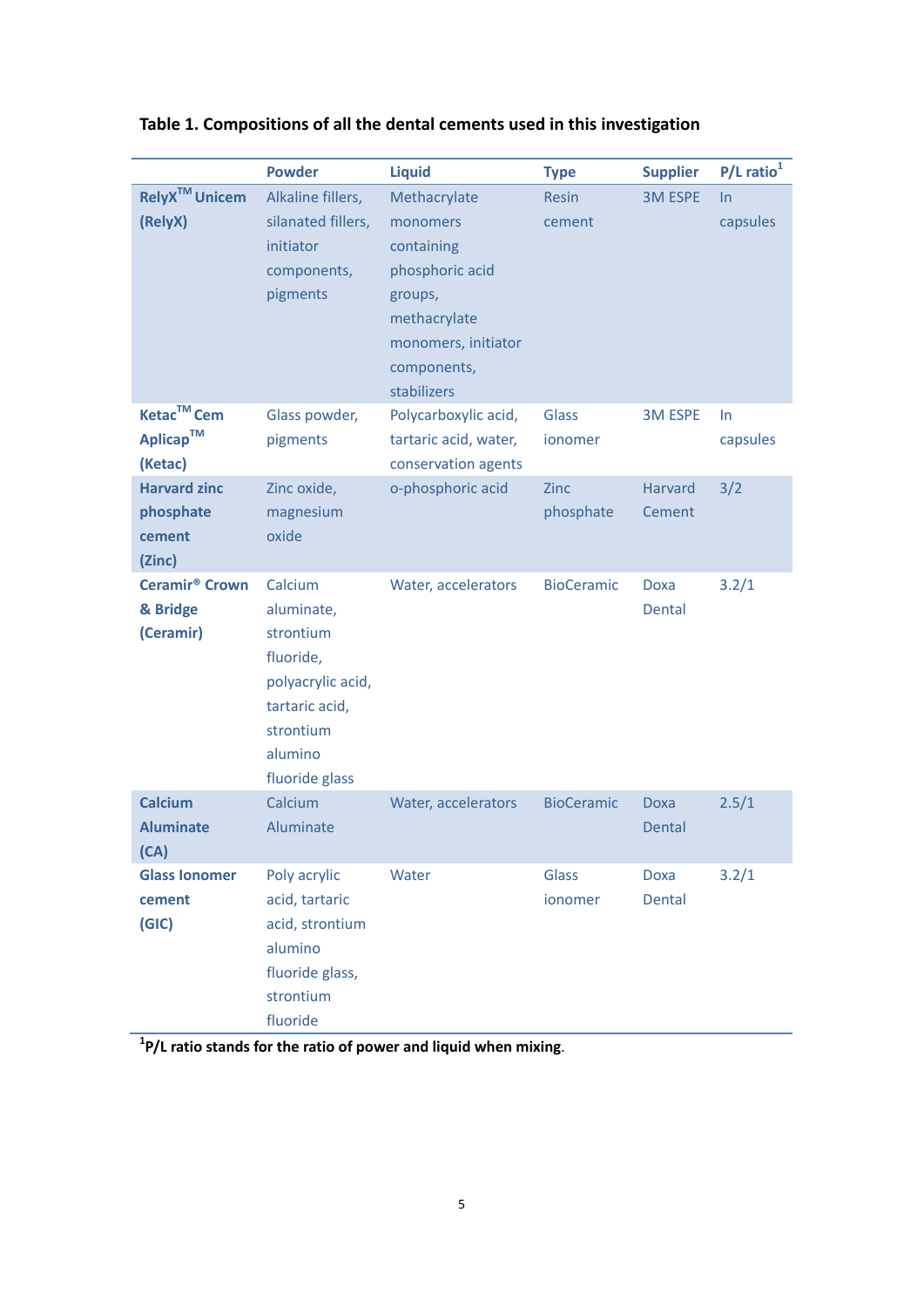**Table 1. Compositions of all the dental cements used in this investigation**

| | Powder | Liquid | Type | Supplier | P/L ratio[1] |
|---|---|---|---|---|---|
| **RelyX™ Unicem (RelyX)** | Alkaline fillers, silanated fillers, initiator components, pigments | Methacrylate monomers containing phosphoric acid groups, methacrylate monomers, initiator components, stabilizers | Resin cement | 3M ESPE | In capsules |
| **Ketac™ Cem Aplicap™ (Ketac)** | Glass powder, pigments | Polycarboxylic acid, tartaric acid, water, conservation agents | Glass ionomer | 3M ESPE | In capsules |
| **Harvard zinc phosphate cement (Zinc)** | Zinc oxide, magnesium oxide | o-phosphoric acid | Zinc phosphate | Harvard Cement | 3/2 |
| **Ceramir® Crown & Bridge (Ceramir)** | Calcium aluminate, strontium fluoride, polyacrylic acid, tartaric acid, strontium alumino fluoride glass | Water, accelerators | BioCeramic | Doxa Dental | 3.2/1 |
| **Calcium Aluminate (CA)** | Calcium Aluminate | Water, accelerators | BioCeramic | Doxa Dental | 2.5/1 |
| **Glass Ionomer cement (GIC)** | Poly acrylic acid, tartaric acid, strontium alumino fluoride glass, strontium fluoride | Water | Glass ionomer | Doxa Dental | 3.2/1 |

[1]**P/L ratio stands for the ratio of power and liquid when mixing**.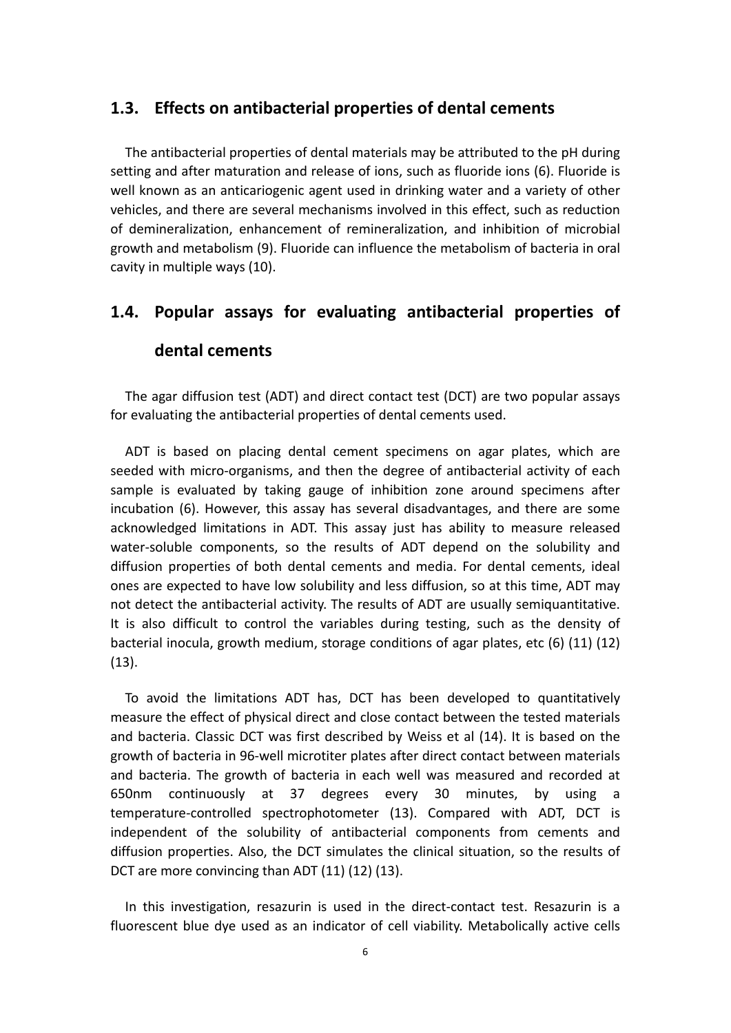## 1.3. Effects on antibacterial properties of dental cements

The antibacterial properties of dental materials may be attributed to the pH during setting and after maturation and release of ions, such as fluoride ions (6). Fluoride is well known as an anticariogenic agent used in drinking water and a variety of other vehicles, and there are several mechanisms involved in this effect, such as reduction of demineralization, enhancement of remineralization, and inhibition of microbial growth and metabolism (9). Fluoride can influence the metabolism of bacteria in oral cavity in multiple ways (10).

## 1.4. Popular assays for evaluating antibacterial properties of dental cements

The agar diffusion test (ADT) and direct contact test (DCT) are two popular assays for evaluating the antibacterial properties of dental cements used.

ADT is based on placing dental cement specimens on agar plates, which are seeded with micro-organisms, and then the degree of antibacterial activity of each sample is evaluated by taking gauge of inhibition zone around specimens after incubation (6). However, this assay has several disadvantages, and there are some acknowledged limitations in ADT. This assay just has ability to measure released water-soluble components, so the results of ADT depend on the solubility and diffusion properties of both dental cements and media. For dental cements, ideal ones are expected to have low solubility and less diffusion, so at this time, ADT may not detect the antibacterial activity. The results of ADT are usually semiquantitative. It is also difficult to control the variables during testing, such as the density of bacterial inocula, growth medium, storage conditions of agar plates, etc (6) (11) (12) (13).

To avoid the limitations ADT has, DCT has been developed to quantitatively measure the effect of physical direct and close contact between the tested materials and bacteria. Classic DCT was first described by Weiss et al (14). It is based on the growth of bacteria in 96-well microtiter plates after direct contact between materials and bacteria. The growth of bacteria in each well was measured and recorded at 650nm continuously at 37 degrees every 30 minutes, by using a temperature-controlled spectrophotometer (13). Compared with ADT, DCT is independent of the solubility of antibacterial components from cements and diffusion properties. Also, the DCT simulates the clinical situation, so the results of DCT are more convincing than ADT (11) (12) (13).

In this investigation, resazurin is used in the direct-contact test. Resazurin is a fluorescent blue dye used as an indicator of cell viability. Metabolically active cells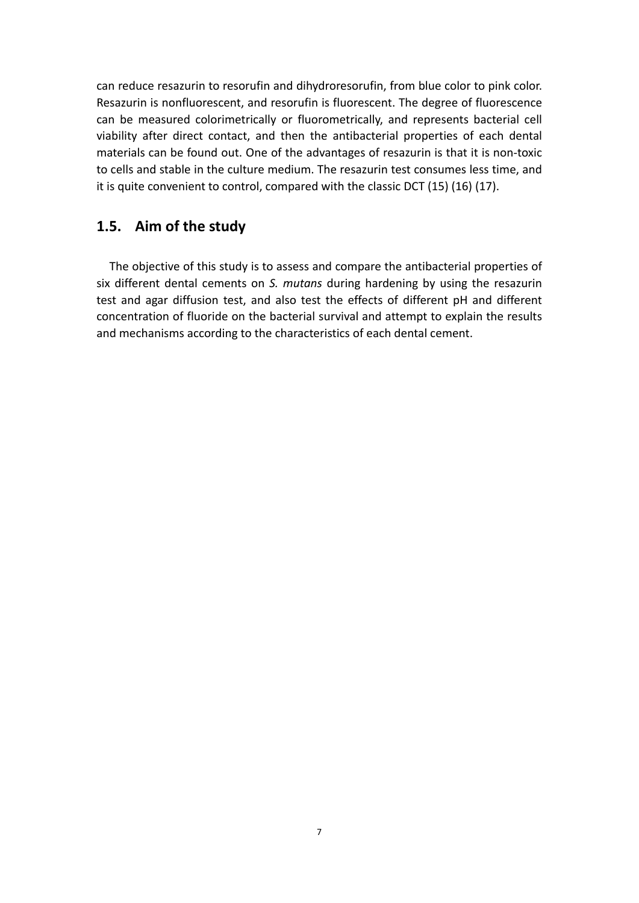can reduce resazurin to resorufin and dihydroresorufin, from blue color to pink color. Resazurin is nonfluorescent, and resorufin is fluorescent. The degree of fluorescence can be measured colorimetrically or fluorometrically, and represents bacterial cell viability after direct contact, and then the antibacterial properties of each dental materials can be found out. One of the advantages of resazurin is that it is non-toxic to cells and stable in the culture medium. The resazurin test consumes less time, and it is quite convenient to control, compared with the classic DCT (15) (16) (17).

## 1.5. Aim of the study

The objective of this study is to assess and compare the antibacterial properties of six different dental cements on *S. mutans* during hardening by using the resazurin test and agar diffusion test, and also test the effects of different pH and different concentration of fluoride on the bacterial survival and attempt to explain the results and mechanisms according to the characteristics of each dental cement.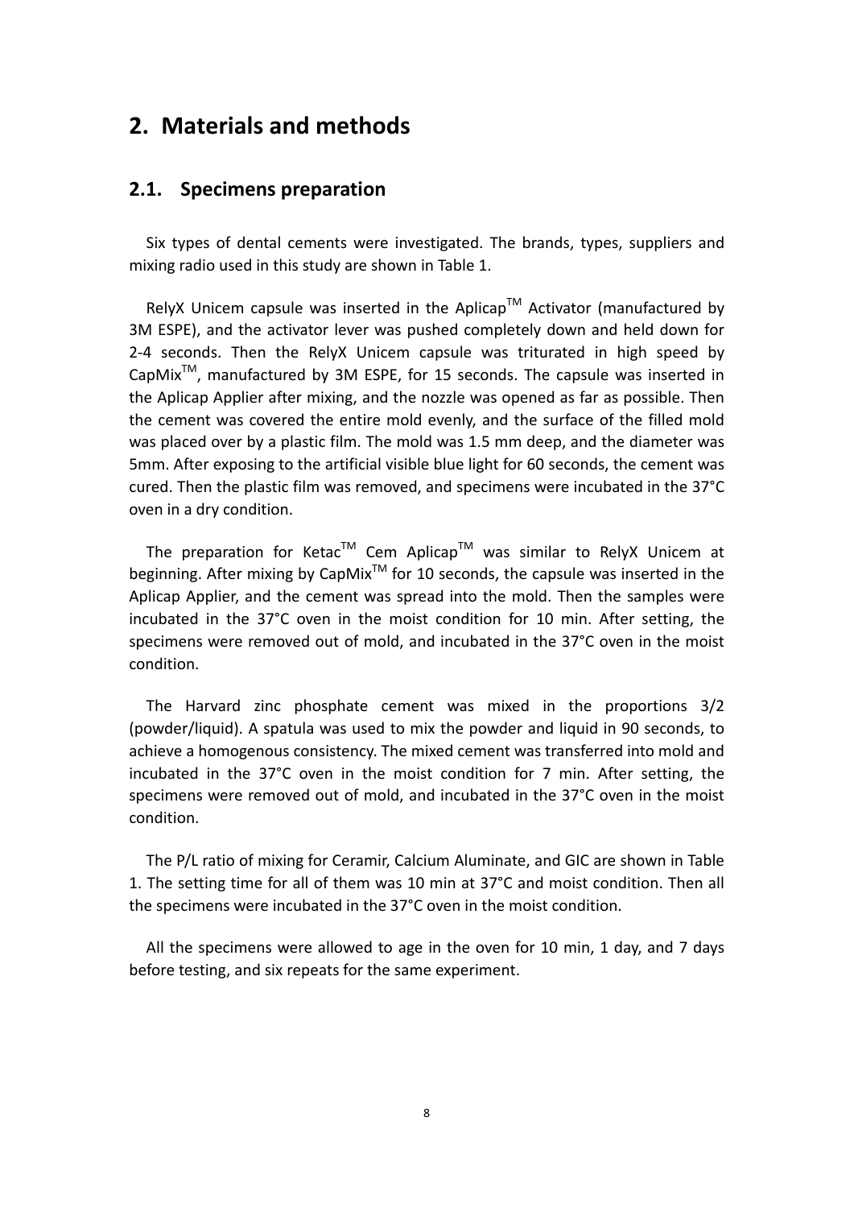# 2. Materials and methods

## 2.1. Specimens preparation

Six types of dental cements were investigated. The brands, types, suppliers and mixing radio used in this study are shown in Table 1.

RelyX Unicem capsule was inserted in the Aplicap™ Activator (manufactured by 3M ESPE), and the activator lever was pushed completely down and held down for 2-4 seconds. Then the RelyX Unicem capsule was triturated in high speed by CapMix™, manufactured by 3M ESPE, for 15 seconds. The capsule was inserted in the Aplicap Applier after mixing, and the nozzle was opened as far as possible. Then the cement was covered the entire mold evenly, and the surface of the filled mold was placed over by a plastic film. The mold was 1.5 mm deep, and the diameter was 5mm. After exposing to the artificial visible blue light for 60 seconds, the cement was cured. Then the plastic film was removed, and specimens were incubated in the 37°C oven in a dry condition.

The preparation for Ketac™ Cem Aplicap™ was similar to RelyX Unicem at beginning. After mixing by CapMix™ for 10 seconds, the capsule was inserted in the Aplicap Applier, and the cement was spread into the mold. Then the samples were incubated in the 37°C oven in the moist condition for 10 min. After setting, the specimens were removed out of mold, and incubated in the 37°C oven in the moist condition.

The Harvard zinc phosphate cement was mixed in the proportions 3/2 (powder/liquid). A spatula was used to mix the powder and liquid in 90 seconds, to achieve a homogenous consistency. The mixed cement was transferred into mold and incubated in the 37°C oven in the moist condition for 7 min. After setting, the specimens were removed out of mold, and incubated in the 37°C oven in the moist condition.

The P/L ratio of mixing for Ceramir, Calcium Aluminate, and GIC are shown in Table 1. The setting time for all of them was 10 min at 37°C and moist condition. Then all the specimens were incubated in the 37°C oven in the moist condition.

All the specimens were allowed to age in the oven for 10 min, 1 day, and 7 days before testing, and six repeats for the same experiment.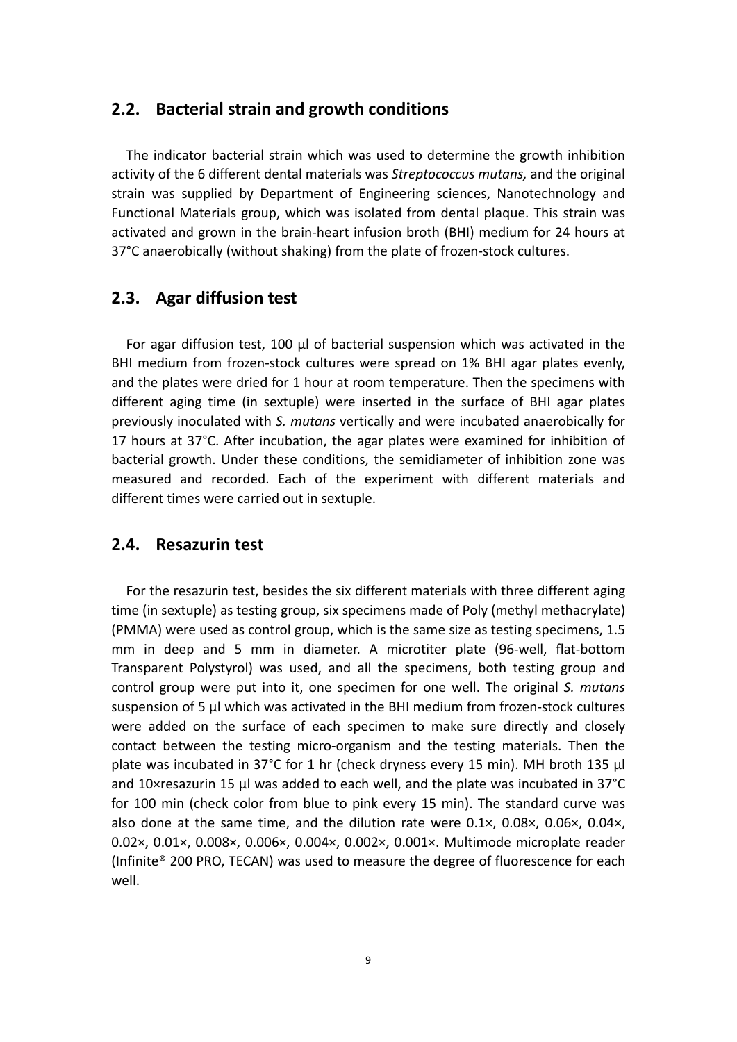## 2.2. Bacterial strain and growth conditions

The indicator bacterial strain which was used to determine the growth inhibition activity of the 6 different dental materials was *Streptococcus mutans,* and the original strain was supplied by Department of Engineering sciences, Nanotechnology and Functional Materials group, which was isolated from dental plaque. This strain was activated and grown in the brain-heart infusion broth (BHI) medium for 24 hours at 37°C anaerobically (without shaking) from the plate of frozen-stock cultures.

## 2.3. Agar diffusion test

For agar diffusion test, 100 µl of bacterial suspension which was activated in the BHI medium from frozen-stock cultures were spread on 1% BHI agar plates evenly, and the plates were dried for 1 hour at room temperature. Then the specimens with different aging time (in sextuple) were inserted in the surface of BHI agar plates previously inoculated with *S. mutans* vertically and were incubated anaerobically for 17 hours at 37°C. After incubation, the agar plates were examined for inhibition of bacterial growth. Under these conditions, the semidiameter of inhibition zone was measured and recorded. Each of the experiment with different materials and different times were carried out in sextuple.

## 2.4. Resazurin test

For the resazurin test, besides the six different materials with three different aging time (in sextuple) as testing group, six specimens made of Poly (methyl methacrylate) (PMMA) were used as control group, which is the same size as testing specimens, 1.5 mm in deep and 5 mm in diameter. A microtiter plate (96-well, flat-bottom Transparent Polystyrol) was used, and all the specimens, both testing group and control group were put into it, one specimen for one well. The original *S. mutans* suspension of 5 µl which was activated in the BHI medium from frozen-stock cultures were added on the surface of each specimen to make sure directly and closely contact between the testing micro-organism and the testing materials. Then the plate was incubated in 37°C for 1 hr (check dryness every 15 min). MH broth 135 µl and 10×resazurin 15 µl was added to each well, and the plate was incubated in 37°C for 100 min (check color from blue to pink every 15 min). The standard curve was also done at the same time, and the dilution rate were 0.1×, 0.08×, 0.06×, 0.04×, 0.02×, 0.01×, 0.008×, 0.006×, 0.004×, 0.002×, 0.001×. Multimode microplate reader (Infinite® 200 PRO, TECAN) was used to measure the degree of fluorescence for each well.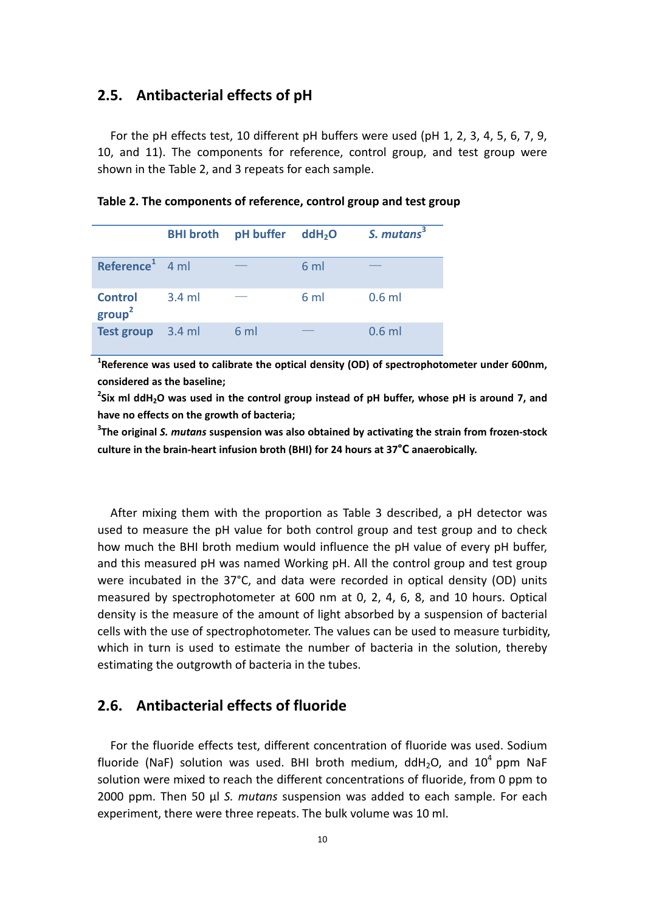## 2.5. Antibacterial effects of pH

For the pH effects test, 10 different pH buffers were used (pH 1, 2, 3, 4, 5, 6, 7, 9, 10, and 11). The components for reference, control group, and test group were shown in the Table 2, and 3 repeats for each sample.

**Table 2. The components of reference, control group and test group**

| | BHI broth | pH buffer | $ddH_2O$ | *S. mutans*[3] |
|---|---|---|---|---|
| Reference[1] | 4 ml | — | 6 ml | — |
| Control group[2] | 3.4 ml | — | 6 ml | 0.6 ml |
| Test group | 3.4 ml | 6 ml | — | 0.6 ml |

**[1]Reference was used to calibrate the optical density (OD) of spectrophotometer under 600nm, considered as the baseline;**

**[2]Six ml $ddH_2O$ was used in the control group instead of pH buffer, whose pH is around 7, and have no effects on the growth of bacteria;**

**[3]The original *S. mutans* suspension was also obtained by activating the strain from frozen-stock culture in the brain-heart infusion broth (BHI) for 24 hours at 37℃ anaerobically.**

After mixing them with the proportion as Table 3 described, a pH detector was used to measure the pH value for both control group and test group and to check how much the BHI broth medium would influence the pH value of every pH buffer, and this measured pH was named Working pH. All the control group and test group were incubated in the 37°C, and data were recorded in optical density (OD) units measured by spectrophotometer at 600 nm at 0, 2, 4, 6, 8, and 10 hours. Optical density is the measure of the amount of light absorbed by a suspension of bacterial cells with the use of spectrophotometer. The values can be used to measure turbidity, which in turn is used to estimate the number of bacteria in the solution, thereby estimating the outgrowth of bacteria in the tubes.

## 2.6. Antibacterial effects of fluoride

For the fluoride effects test, different concentration of fluoride was used. Sodium fluoride (NaF) solution was used. BHI broth medium, $ddH_2O$, and $10^4$ ppm NaF solution were mixed to reach the different concentrations of fluoride, from 0 ppm to 2000 ppm. Then 50 µl *S. mutans* suspension was added to each sample. For each experiment, there were three repeats. The bulk volume was 10 ml.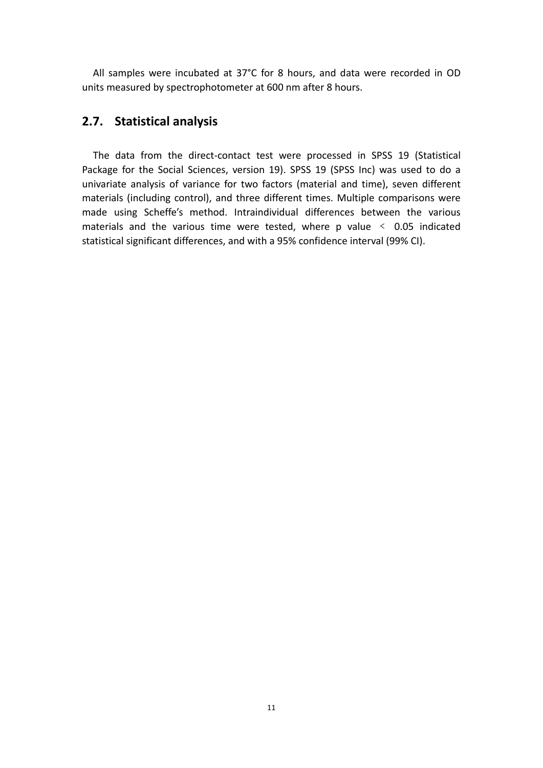All samples were incubated at 37°C for 8 hours, and data were recorded in OD units measured by spectrophotometer at 600 nm after 8 hours.

## 2.7. Statistical analysis

The data from the direct-contact test were processed in SPSS 19 (Statistical Package for the Social Sciences, version 19). SPSS 19 (SPSS Inc) was used to do a univariate analysis of variance for two factors (material and time), seven different materials (including control), and three different times. Multiple comparisons were made using Scheffe's method. Intraindividual differences between the various materials and the various time were tested, where p value $< 0.05$ indicated statistical significant differences, and with a 95% confidence interval (99% CI).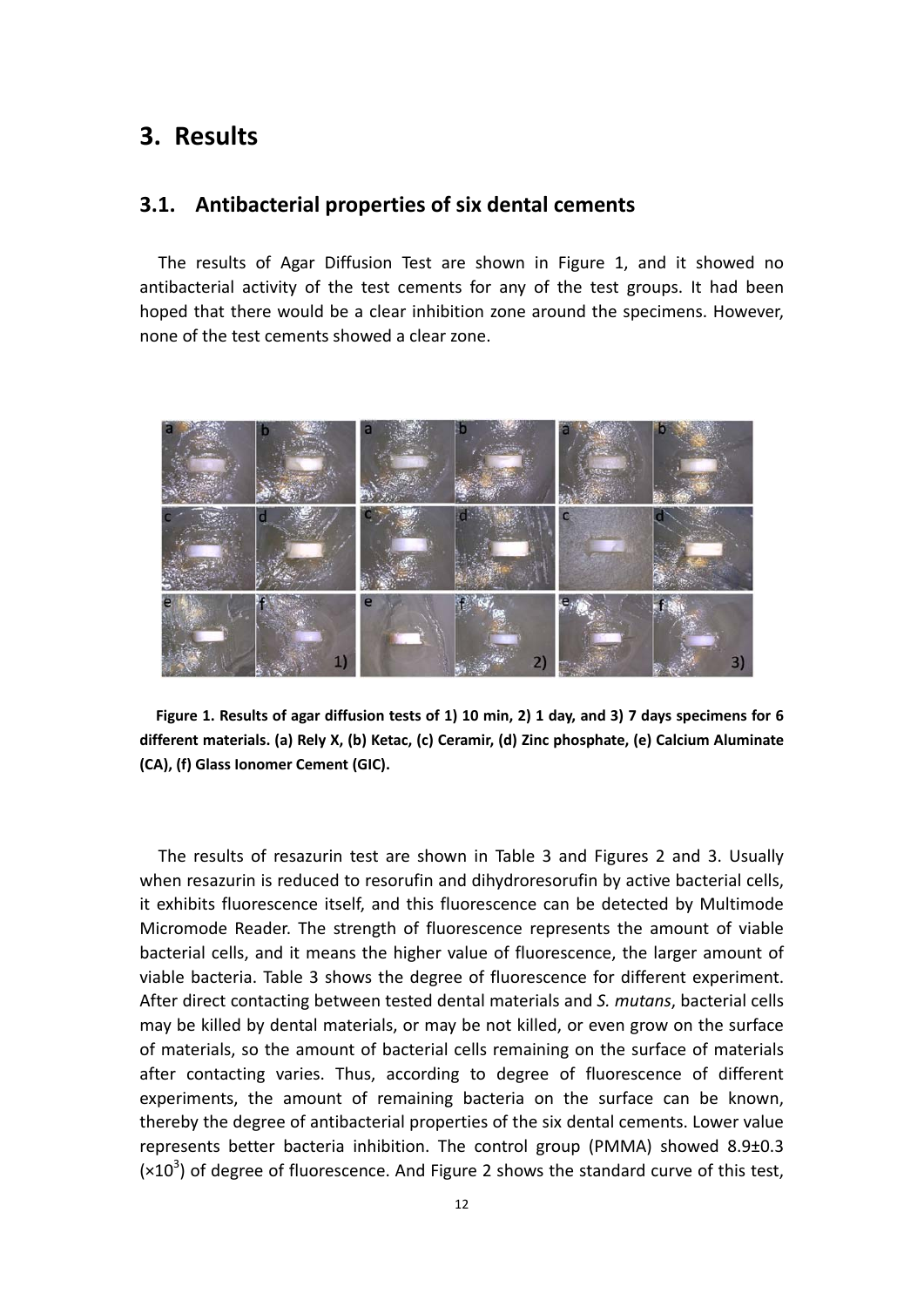# 3. Results

## 3.1. Antibacterial properties of six dental cements

The results of Agar Diffusion Test are shown in Figure 1, and it showed no antibacterial activity of the test cements for any of the test groups. It had been hoped that there would be a clear inhibition zone around the specimens. However, none of the test cements showed a clear zone.

**Figure 1. Results of agar diffusion tests of 1) 10 min, 2) 1 day, and 3) 7 days specimens for 6 different materials. (a) Rely X, (b) Ketac, (c) Ceramir, (d) Zinc phosphate, (e) Calcium Aluminate (CA), (f) Glass Ionomer Cement (GIC).**

The results of resazurin test are shown in Table 3 and Figures 2 and 3. Usually when resazurin is reduced to resorufin and dihydroresorufin by active bacterial cells, it exhibits fluorescence itself, and this fluorescence can be detected by Multimode Micromode Reader. The strength of fluorescence represents the amount of viable bacterial cells, and it means the higher value of fluorescence, the larger amount of viable bacteria. Table 3 shows the degree of fluorescence for different experiment. After direct contacting between tested dental materials and *S. mutans*, bacterial cells may be killed by dental materials, or may be not killed, or even grow on the surface of materials, so the amount of bacterial cells remaining on the surface of materials after contacting varies. Thus, according to degree of fluorescence of different experiments, the amount of remaining bacteria on the surface can be known, thereby the degree of antibacterial properties of the six dental cements. Lower value represents better bacteria inhibition. The control group (PMMA) showed 8.9±0.3 ($\times10^3$) of degree of fluorescence. And Figure 2 shows the standard curve of this test,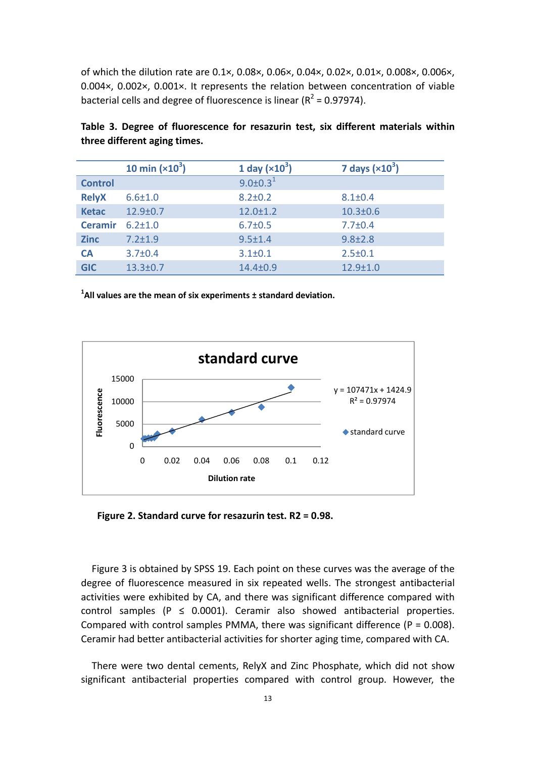of which the dilution rate are 0.1×, 0.08×, 0.06×, 0.04×, 0.02×, 0.01×, 0.008×, 0.006×, 0.004×, 0.002×, 0.001×. It represents the relation between concentration of viable bacterial cells and degree of fluorescence is linear ($R^2$ = 0.97974).

**Table 3. Degree of fluorescence for resazurin test, six different materials within three different aging times.**

| | 10 min ($\times10^3$) | 1 day ($\times10^3$) | 7 days ($\times10^3$) |
|---|---|---|---|
| **Control** | | 9.0±0.3[1] | |
| **RelyX** | 6.6±1.0 | 8.2±0.2 | 8.1±0.4 |
| **Ketac** | 12.9±0.7 | 12.0±1.2 | 10.3±0.6 |
| **Ceramir** | 6.2±1.0 | 6.7±0.5 | 7.7±0.4 |
| **Zinc** | 7.2±1.9 | 9.5±1.4 | 9.8±2.8 |
| **CA** | 3.7±0.4 | 3.1±0.1 | 2.5±0.1 |
| **GIC** | 13.3±0.7 | 14.4±0.9 | 12.9±1.0 |

**[1]All values are the mean of six experiments ± standard deviation.**

**Figure 2. Standard curve for resazurin test. R2 = 0.98.**

Figure 3 is obtained by SPSS 19. Each point on these curves was the average of the degree of fluorescence measured in six repeated wells. The strongest antibacterial activities were exhibited by CA, and there was significant difference compared with control samples ($P \leq 0.0001$). Ceramir also showed antibacterial properties. Compared with control samples PMMA, there was significant difference ($P = 0.008$). Ceramir had better antibacterial activities for shorter aging time, compared with CA.

There were two dental cements, RelyX and Zinc Phosphate, which did not show significant antibacterial properties compared with control group. However, the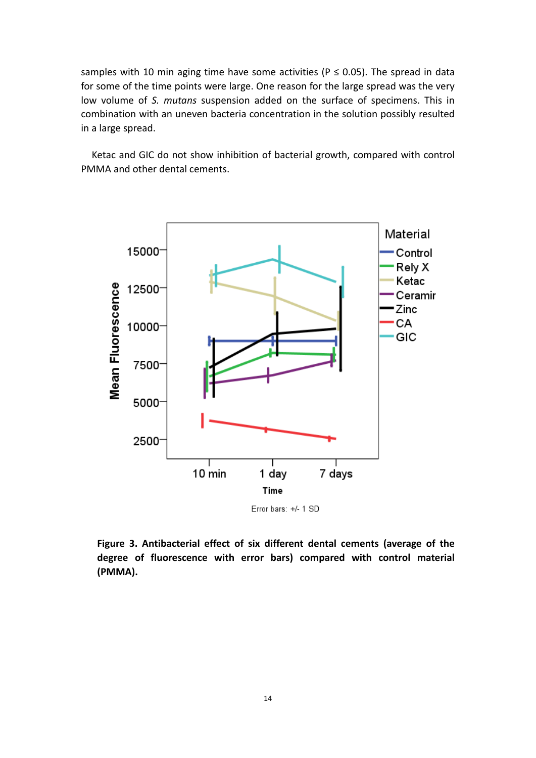samples with 10 min aging time have some activities ($P \leq 0.05$). The spread in data for some of the time points were large. One reason for the large spread was the very low volume of *S. mutans* suspension added on the surface of specimens. This in combination with an uneven bacteria concentration in the solution possibly resulted in a large spread.

Ketac and GIC do not show inhibition of bacterial growth, compared with control PMMA and other dental cements.

**Figure 3. Antibacterial effect of six different dental cements (average of the degree of fluorescence with error bars) compared with control material (PMMA).**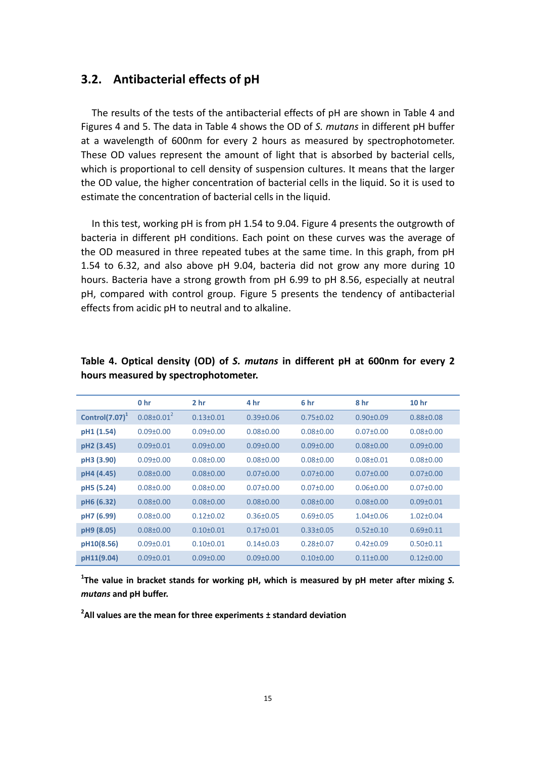## 3.2. Antibacterial effects of pH

The results of the tests of the antibacterial effects of pH are shown in Table 4 and Figures 4 and 5. The data in Table 4 shows the OD of *S. mutans* in different pH buffer at a wavelength of 600nm for every 2 hours as measured by spectrophotometer. These OD values represent the amount of light that is absorbed by bacterial cells, which is proportional to cell density of suspension cultures. It means that the larger the OD value, the higher concentration of bacterial cells in the liquid. So it is used to estimate the concentration of bacterial cells in the liquid.

In this test, working pH is from pH 1.54 to 9.04. Figure 4 presents the outgrowth of bacteria in different pH conditions. Each point on these curves was the average of the OD measured in three repeated tubes at the same time. In this graph, from pH 1.54 to 6.32, and also above pH 9.04, bacteria did not grow any more during 10 hours. Bacteria have a strong growth from pH 6.99 to pH 8.56, especially at neutral pH, compared with control group. Figure 5 presents the tendency of antibacterial effects from acidic pH to neutral and to alkaline.

**Table 4. Optical density (OD) of *S. mutans* in different pH at 600nm for every 2 hours measured by spectrophotometer.**

| | 0 hr | 2 hr | 4 hr | 6 hr | 8 hr | 10 hr |
|---|---|---|---|---|---|---|
| Control(7.07)[1] | 0.08±0.01[2] | 0.13±0.01 | 0.39±0.06 | 0.75±0.02 | 0.90±0.09 | 0.88±0.08 |
| pH1 (1.54) | 0.09±0.00 | 0.09±0.00 | 0.08±0.00 | 0.08±0.00 | 0.07±0.00 | 0.08±0.00 |
| pH2 (3.45) | 0.09±0.01 | 0.09±0.00 | 0.09±0.00 | 0.09±0.00 | 0.08±0.00 | 0.09±0.00 |
| pH3 (3.90) | 0.09±0.00 | 0.08±0.00 | 0.08±0.00 | 0.08±0.00 | 0.08±0.01 | 0.08±0.00 |
| pH4 (4.45) | 0.08±0.00 | 0.08±0.00 | 0.07±0.00 | 0.07±0.00 | 0.07±0.00 | 0.07±0.00 |
| pH5 (5.24) | 0.08±0.00 | 0.08±0.00 | 0.07±0.00 | 0.07±0.00 | 0.06±0.00 | 0.07±0.00 |
| pH6 (6.32) | 0.08±0.00 | 0.08±0.00 | 0.08±0.00 | 0.08±0.00 | 0.08±0.00 | 0.09±0.01 |
| pH7 (6.99) | 0.08±0.00 | 0.12±0.02 | 0.36±0.05 | 0.69±0.05 | 1.04±0.06 | 1.02±0.04 |
| pH9 (8.05) | 0.08±0.00 | 0.10±0.01 | 0.17±0.01 | 0.33±0.05 | 0.52±0.10 | 0.69±0.11 |
| pH10(8.56) | 0.09±0.01 | 0.10±0.01 | 0.14±0.03 | 0.28±0.07 | 0.42±0.09 | 0.50±0.11 |
| pH11(9.04) | 0.09±0.01 | 0.09±0.00 | 0.09±0.00 | 0.10±0.00 | 0.11±0.00 | 0.12±0.00 |

**[1]The value in bracket stands for working pH, which is measured by pH meter after mixing *S. mutans* and pH buffer.**

**[2]All values are the mean for three experiments ± standard deviation**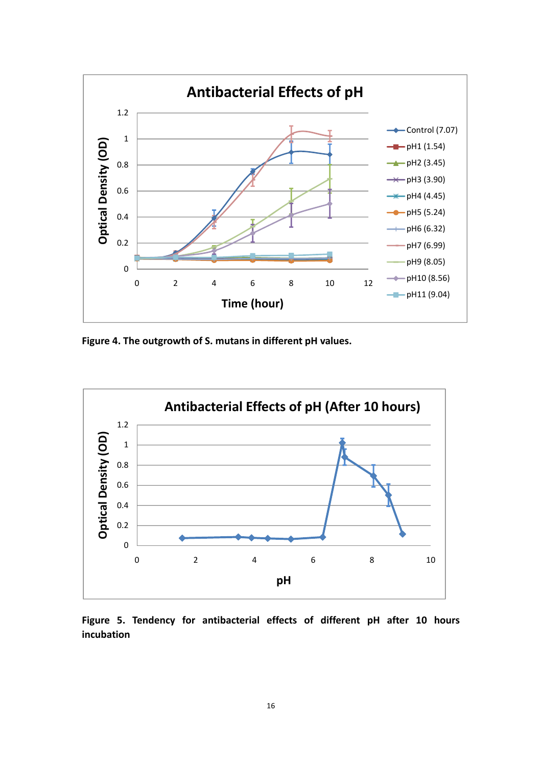**Figure 4. The outgrowth of S. mutans in different pH values.**

**Figure 5. Tendency for antibacterial effects of different pH after 10 hours incubation**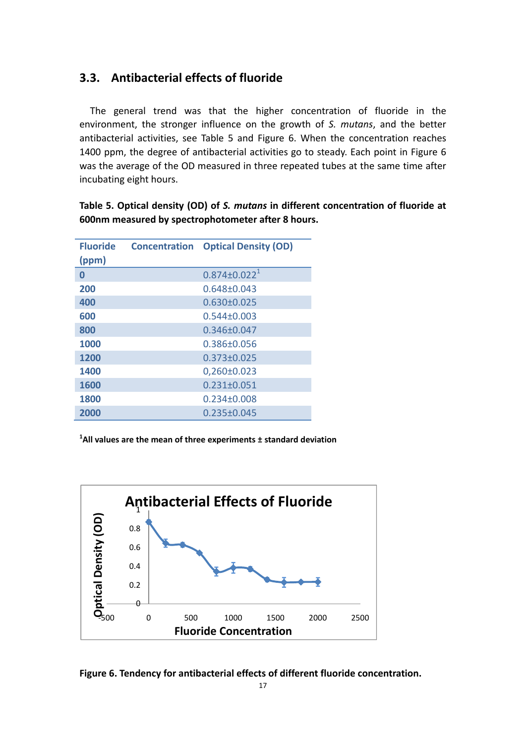## 3.3. Antibacterial effects of fluoride

The general trend was that the higher concentration of fluoride in the environment, the stronger influence on the growth of *S. mutans*, and the better antibacterial activities, see Table 5 and Figure 6. When the concentration reaches 1400 ppm, the degree of antibacterial activities go to steady. Each point in Figure 6 was the average of the OD measured in three repeated tubes at the same time after incubating eight hours.

**Table 5. Optical density (OD) of *S. mutans* in different concentration of fluoride at 600nm measured by spectrophotometer after 8 hours.**

| Fluoride Concentration (ppm) | Optical Density (OD) |
|---|---|
| 0 | 0.874±0.022[1] |
| 200 | 0.648±0.043 |
| 400 | 0.630±0.025 |
| 600 | 0.544±0.003 |
| 800 | 0.346±0.047 |
| 1000 | 0.386±0.056 |
| 1200 | 0.373±0.025 |
| 1400 | 0,260±0.023 |
| 1600 | 0.231±0.051 |
| 1800 | 0.234±0.008 |
| 2000 | 0.235±0.045 |

[1]All values are the mean of three experiments ± standard deviation

**Figure 6. Tendency for antibacterial effects of different fluoride concentration.**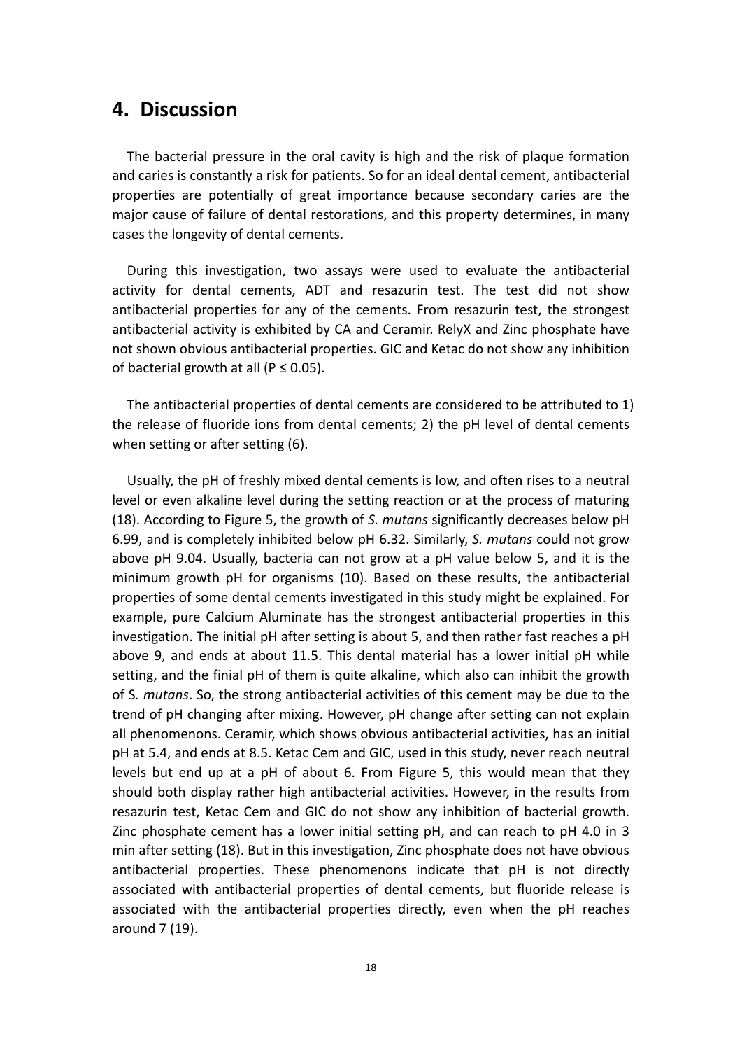## 4. Discussion

The bacterial pressure in the oral cavity is high and the risk of plaque formation and caries is constantly a risk for patients. So for an ideal dental cement, antibacterial properties are potentially of great importance because secondary caries are the major cause of failure of dental restorations, and this property determines, in many cases the longevity of dental cements.

During this investigation, two assays were used to evaluate the antibacterial activity for dental cements, ADT and resazurin test. The test did not show antibacterial properties for any of the cements. From resazurin test, the strongest antibacterial activity is exhibited by CA and Ceramir. RelyX and Zinc phosphate have not shown obvious antibacterial properties. GIC and Ketac do not show any inhibition of bacterial growth at all ($P \leq 0.05$).

The antibacterial properties of dental cements are considered to be attributed to 1) the release of fluoride ions from dental cements; 2) the pH level of dental cements when setting or after setting (6).

Usually, the pH of freshly mixed dental cements is low, and often rises to a neutral level or even alkaline level during the setting reaction or at the process of maturing (18). According to Figure 5, the growth of *S. mutans* significantly decreases below pH 6.99, and is completely inhibited below pH 6.32. Similarly, *S. mutans* could not grow above pH 9.04. Usually, bacteria can not grow at a pH value below 5, and it is the minimum growth pH for organisms (10). Based on these results, the antibacterial properties of some dental cements investigated in this study might be explained. For example, pure Calcium Aluminate has the strongest antibacterial properties in this investigation. The initial pH after setting is about 5, and then rather fast reaches a pH above 9, and ends at about 11.5. This dental material has a lower initial pH while setting, and the finial pH of them is quite alkaline, which also can inhibit the growth of S*. mutans*. So, the strong antibacterial activities of this cement may be due to the trend of pH changing after mixing. However, pH change after setting can not explain all phenomenons. Ceramir, which shows obvious antibacterial activities, has an initial pH at 5.4, and ends at 8.5. Ketac Cem and GIC, used in this study, never reach neutral levels but end up at a pH of about 6. From Figure 5, this would mean that they should both display rather high antibacterial activities. However, in the results from resazurin test, Ketac Cem and GIC do not show any inhibition of bacterial growth. Zinc phosphate cement has a lower initial setting pH, and can reach to pH 4.0 in 3 min after setting (18). But in this investigation, Zinc phosphate does not have obvious antibacterial properties. These phenomenons indicate that pH is not directly associated with antibacterial properties of dental cements, but fluoride release is associated with the antibacterial properties directly, even when the pH reaches around 7 (19).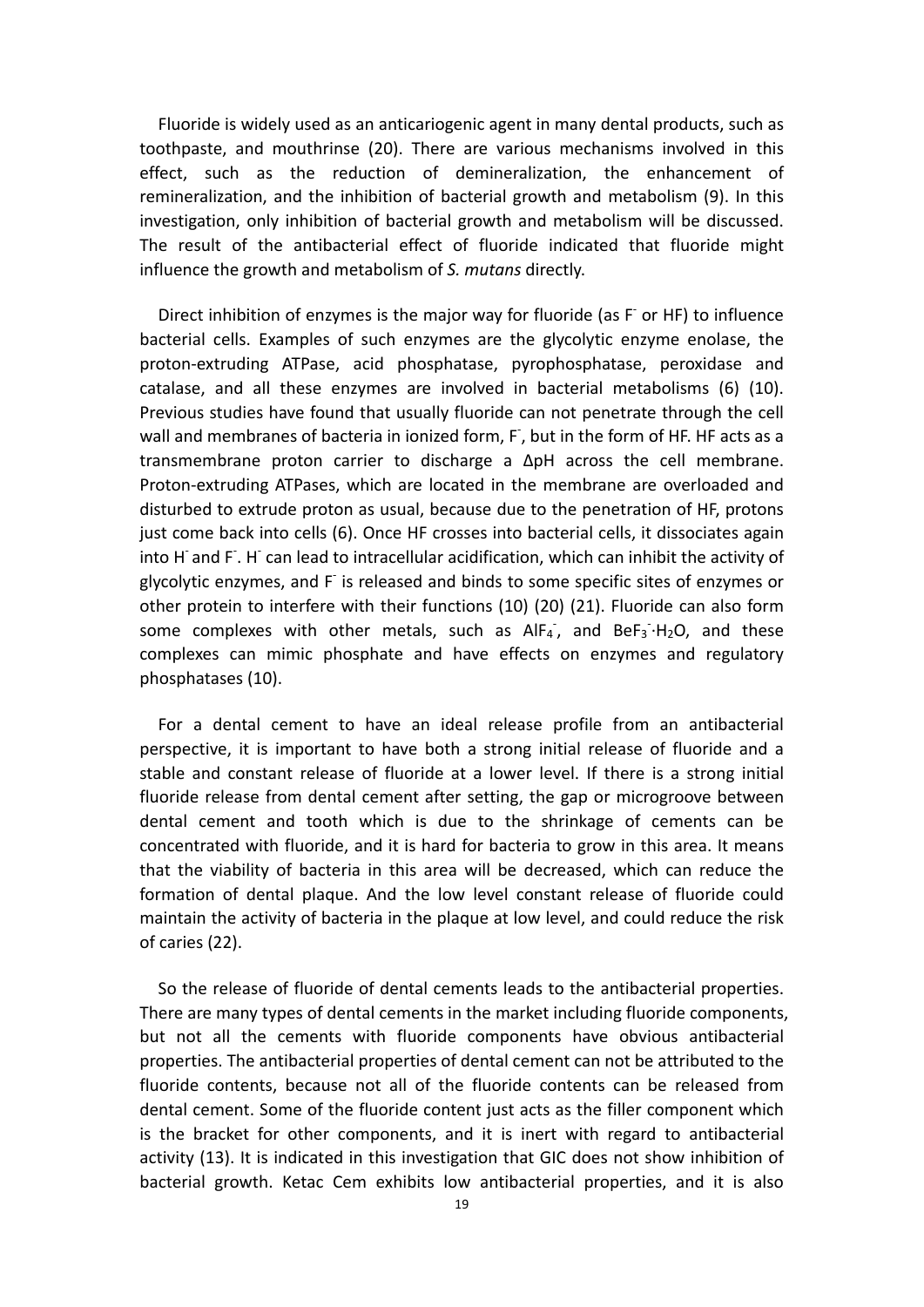Fluoride is widely used as an anticariogenic agent in many dental products, such as toothpaste, and mouthrinse (20). There are various mechanisms involved in this effect, such as the reduction of demineralization, the enhancement of remineralization, and the inhibition of bacterial growth and metabolism (9). In this investigation, only inhibition of bacterial growth and metabolism will be discussed. The result of the antibacterial effect of fluoride indicated that fluoride might influence the growth and metabolism of *S. mutans* directly.

Direct inhibition of enzymes is the major way for fluoride (as $F^-$ or HF) to influence bacterial cells. Examples of such enzymes are the glycolytic enzyme enolase, the proton-extruding ATPase, acid phosphatase, pyrophosphatase, peroxidase and catalase, and all these enzymes are involved in bacterial metabolisms (6) (10). Previous studies have found that usually fluoride can not penetrate through the cell wall and membranes of bacteria in ionized form, $F^-$, but in the form of HF. HF acts as a transmembrane proton carrier to discharge a ΔpH across the cell membrane. Proton-extruding ATPases, which are located in the membrane are overloaded and disturbed to extrude proton as usual, because due to the penetration of HF, protons just come back into cells (6). Once HF crosses into bacterial cells, it dissociates again into $H^-$ and $F^-$. $H^-$ can lead to intracellular acidification, which can inhibit the activity of glycolytic enzymes, and $F^-$ is released and binds to some specific sites of enzymes or other protein to interfere with their functions (10) (20) (21). Fluoride can also form some complexes with other metals, such as $AlF_4^-$, and $BeF_3^- \cdot H_2O$, and these complexes can mimic phosphate and have effects on enzymes and regulatory phosphatases (10).

For a dental cement to have an ideal release profile from an antibacterial perspective, it is important to have both a strong initial release of fluoride and a stable and constant release of fluoride at a lower level. If there is a strong initial fluoride release from dental cement after setting, the gap or microgroove between dental cement and tooth which is due to the shrinkage of cements can be concentrated with fluoride, and it is hard for bacteria to grow in this area. It means that the viability of bacteria in this area will be decreased, which can reduce the formation of dental plaque. And the low level constant release of fluoride could maintain the activity of bacteria in the plaque at low level, and could reduce the risk of caries (22).

So the release of fluoride of dental cements leads to the antibacterial properties. There are many types of dental cements in the market including fluoride components, but not all the cements with fluoride components have obvious antibacterial properties. The antibacterial properties of dental cement can not be attributed to the fluoride contents, because not all of the fluoride contents can be released from dental cement. Some of the fluoride content just acts as the filler component which is the bracket for other components, and it is inert with regard to antibacterial activity (13). It is indicated in this investigation that GIC does not show inhibition of bacterial growth. Ketac Cem exhibits low antibacterial properties, and it is also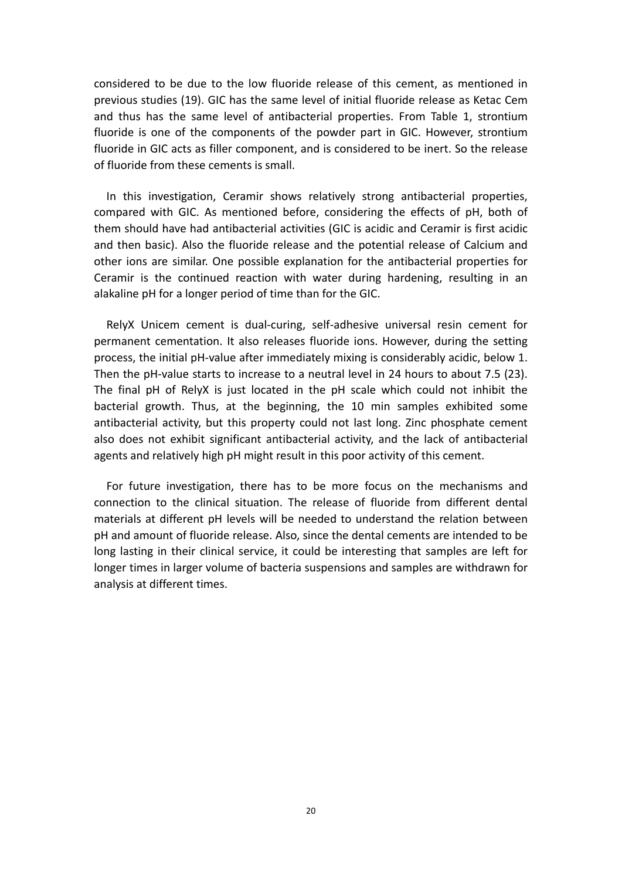considered to be due to the low fluoride release of this cement, as mentioned in previous studies (19). GIC has the same level of initial fluoride release as Ketac Cem and thus has the same level of antibacterial properties. From Table 1, strontium fluoride is one of the components of the powder part in GIC. However, strontium fluoride in GIC acts as filler component, and is considered to be inert. So the release of fluoride from these cements is small.

In this investigation, Ceramir shows relatively strong antibacterial properties, compared with GIC. As mentioned before, considering the effects of pH, both of them should have had antibacterial activities (GIC is acidic and Ceramir is first acidic and then basic). Also the fluoride release and the potential release of Calcium and other ions are similar. One possible explanation for the antibacterial properties for Ceramir is the continued reaction with water during hardening, resulting in an alakaline pH for a longer period of time than for the GIC.

RelyX Unicem cement is dual-curing, self-adhesive universal resin cement for permanent cementation. It also releases fluoride ions. However, during the setting process, the initial pH-value after immediately mixing is considerably acidic, below 1. Then the pH-value starts to increase to a neutral level in 24 hours to about 7.5 (23). The final pH of RelyX is just located in the pH scale which could not inhibit the bacterial growth. Thus, at the beginning, the 10 min samples exhibited some antibacterial activity, but this property could not last long. Zinc phosphate cement also does not exhibit significant antibacterial activity, and the lack of antibacterial agents and relatively high pH might result in this poor activity of this cement.

For future investigation, there has to be more focus on the mechanisms and connection to the clinical situation. The release of fluoride from different dental materials at different pH levels will be needed to understand the relation between pH and amount of fluoride release. Also, since the dental cements are intended to be long lasting in their clinical service, it could be interesting that samples are left for longer times in larger volume of bacteria suspensions and samples are withdrawn for analysis at different times.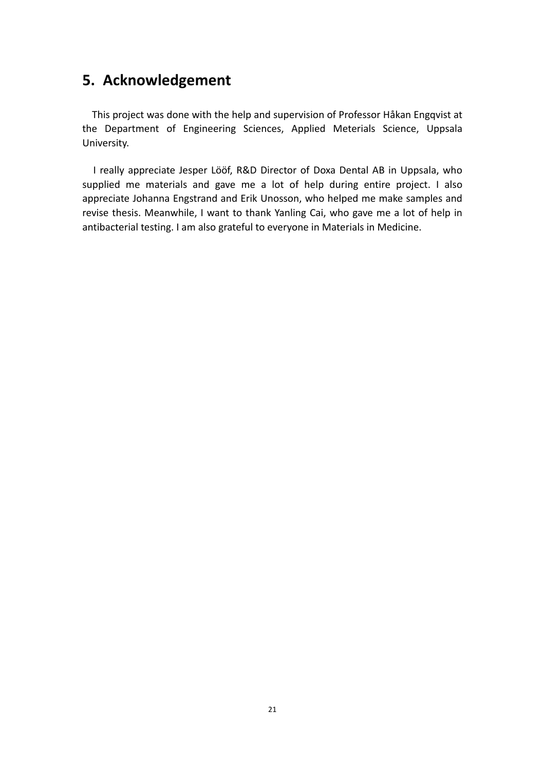## 5. Acknowledgement

This project was done with the help and supervision of Professor Håkan Engqvist at the Department of Engineering Sciences, Applied Meterials Science, Uppsala University.

I really appreciate Jesper Lööf, R&D Director of Doxa Dental AB in Uppsala, who supplied me materials and gave me a lot of help during entire project. I also appreciate Johanna Engstrand and Erik Unosson, who helped me make samples and revise thesis. Meanwhile, I want to thank Yanling Cai, who gave me a lot of help in antibacterial testing. I am also grateful to everyone in Materials in Medicine.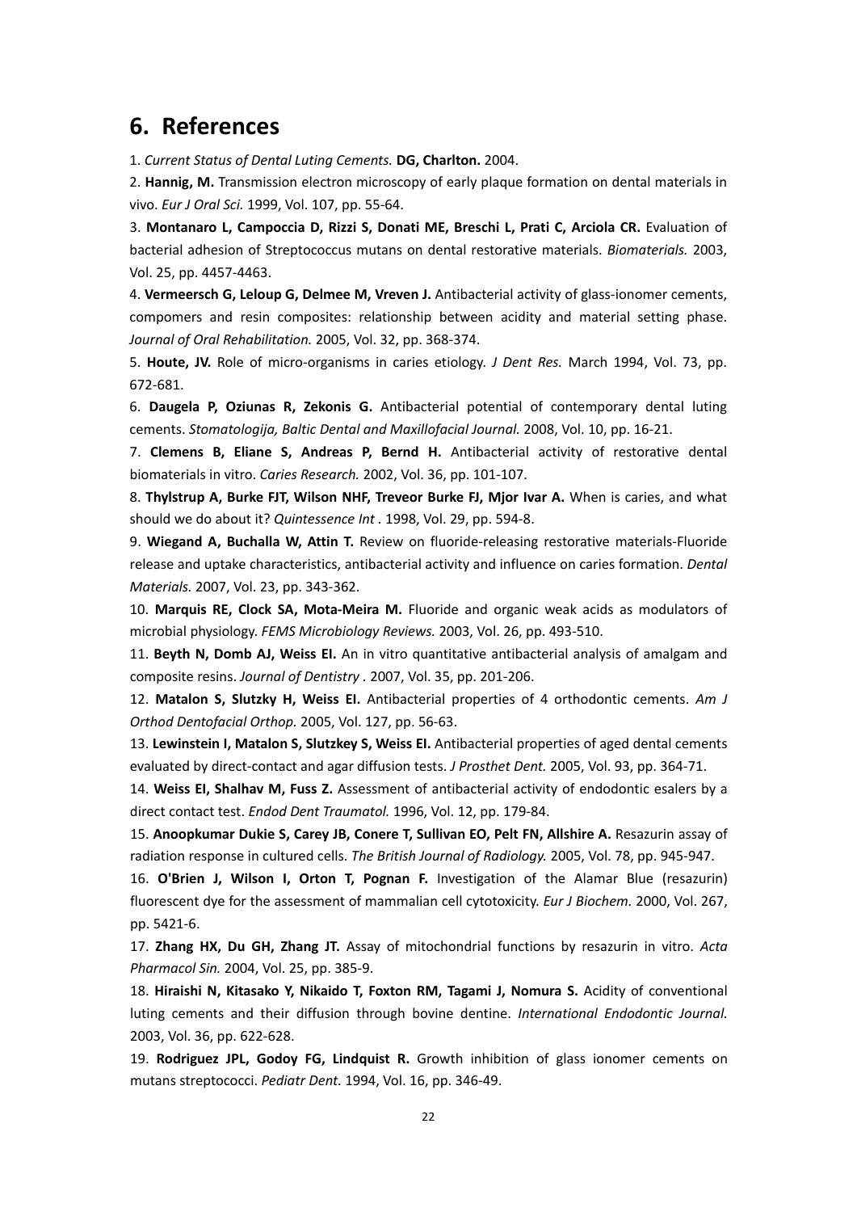## 6. References

1. *Current Status of Dental Luting Cements.* **DG, Charlton.** 2004.

2. **Hannig, M.** Transmission electron microscopy of early plaque formation on dental materials in vivo. *Eur J Oral Sci.* 1999, Vol. 107, pp. 55-64.

3. **Montanaro L, Campoccia D, Rizzi S, Donati ME, Breschi L, Prati C, Arciola CR.** Evaluation of bacterial adhesion of Streptococcus mutans on dental restorative materials. *Biomaterials.* 2003, Vol. 25, pp. 4457-4463.

4. **Vermeersch G, Leloup G, Delmee M, Vreven J.** Antibacterial activity of glass-ionomer cements, compomers and resin composites: relationship between acidity and material setting phase. *Journal of Oral Rehabilitation.* 2005, Vol. 32, pp. 368-374.

5. **Houte, JV.** Role of micro-organisms in caries etiology. *J Dent Res.* March 1994, Vol. 73, pp. 672-681.

6. **Daugela P, Oziunas R, Zekonis G.** Antibacterial potential of contemporary dental luting cements. *Stomatologija, Baltic Dental and Maxillofacial Journal.* 2008, Vol. 10, pp. 16-21.

7. **Clemens B, Eliane S, Andreas P, Bernd H.** Antibacterial activity of restorative dental biomaterials in vitro. *Caries Research.* 2002, Vol. 36, pp. 101-107.

8. **Thylstrup A, Burke FJT, Wilson NHF, Treveor Burke FJ, Mjor Ivar A.** When is caries, and what should we do about it? *Quintessence Int* . 1998, Vol. 29, pp. 594-8.

9. **Wiegand A, Buchalla W, Attin T.** Review on fluoride-releasing restorative materials-Fluoride release and uptake characteristics, antibacterial activity and influence on caries formation. *Dental Materials.* 2007, Vol. 23, pp. 343-362.

10. **Marquis RE, Clock SA, Mota-Meira M.** Fluoride and organic weak acids as modulators of microbial physiology. *FEMS Microbiology Reviews.* 2003, Vol. 26, pp. 493-510.

11. **Beyth N, Domb AJ, Weiss EI.** An in vitro quantitative antibacterial analysis of amalgam and composite resins. *Journal of Dentistry* . 2007, Vol. 35, pp. 201-206.

12. **Matalon S, Slutzky H, Weiss EI.** Antibacterial properties of 4 orthodontic cements. *Am J Orthod Dentofacial Orthop.* 2005, Vol. 127, pp. 56-63.

13. **Lewinstein I, Matalon S, Slutzkey S, Weiss EI.** Antibacterial properties of aged dental cements evaluated by direct-contact and agar diffusion tests. *J Prosthet Dent.* 2005, Vol. 93, pp. 364-71.

14. **Weiss EI, Shalhav M, Fuss Z.** Assessment of antibacterial activity of endodontic esalers by a direct contact test. *Endod Dent Traumatol.* 1996, Vol. 12, pp. 179-84.

15. **Anoopkumar Dukie S, Carey JB, Conere T, Sullivan EO, Pelt FN, Allshire A.** Resazurin assay of radiation response in cultured cells. *The British Journal of Radiology.* 2005, Vol. 78, pp. 945-947.

16. **O'Brien J, Wilson I, Orton T, Pognan F.** Investigation of the Alamar Blue (resazurin) fluorescent dye for the assessment of mammalian cell cytotoxicity. *Eur J Biochem.* 2000, Vol. 267, pp. 5421-6.

17. **Zhang HX, Du GH, Zhang JT.** Assay of mitochondrial functions by resazurin in vitro. *Acta Pharmacol Sin.* 2004, Vol. 25, pp. 385-9.

18. **Hiraishi N, Kitasako Y, Nikaido T, Foxton RM, Tagami J, Nomura S.** Acidity of conventional luting cements and their diffusion through bovine dentine. *International Endodontic Journal.* 2003, Vol. 36, pp. 622-628.

19. **Rodriguez JPL, Godoy FG, Lindquist R.** Growth inhibition of glass ionomer cements on mutans streptococci. *Pediatr Dent.* 1994, Vol. 16, pp. 346-49.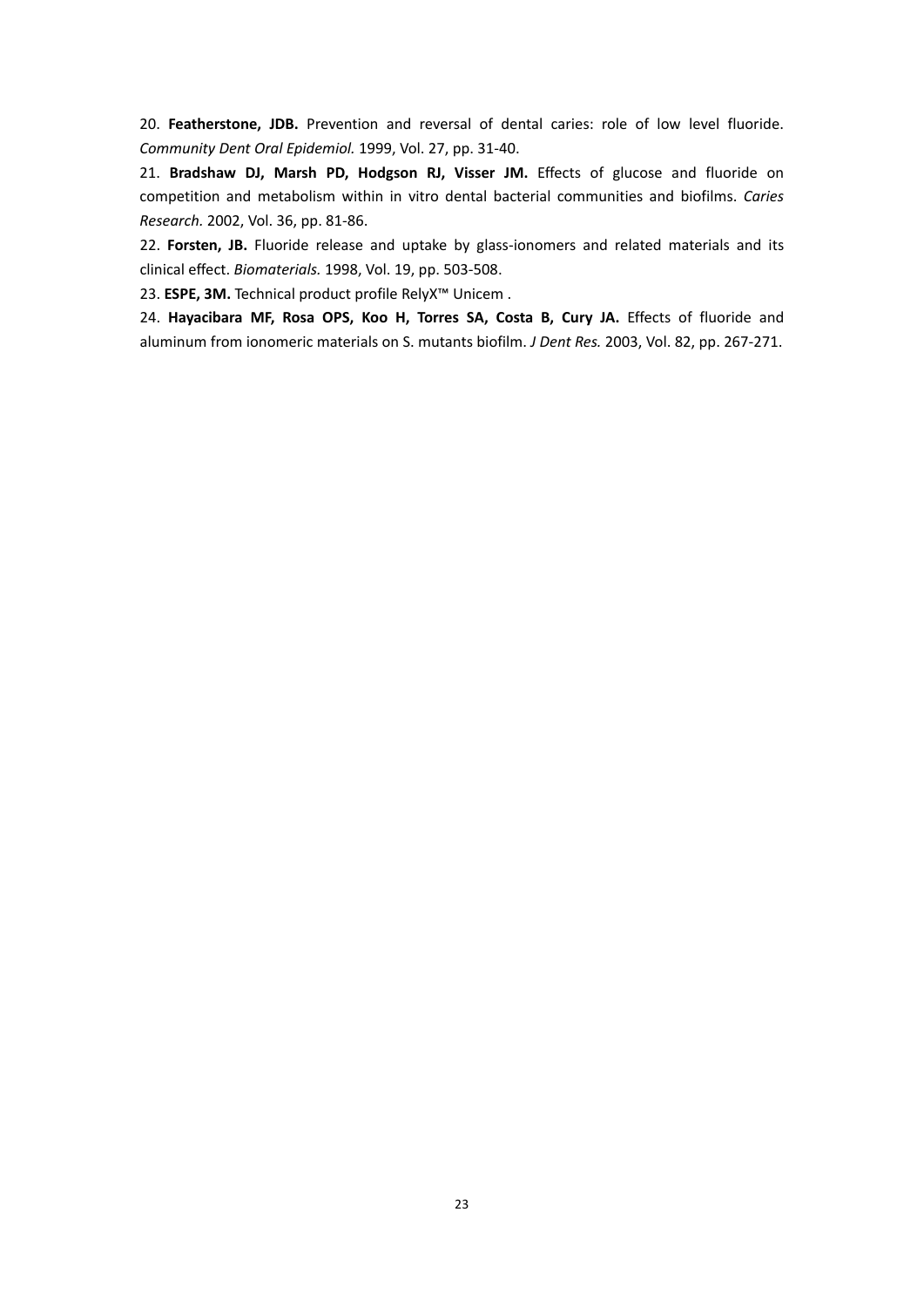20. **Featherstone, JDB.** Prevention and reversal of dental caries: role of low level fluoride. *Community Dent Oral Epidemiol.* 1999, Vol. 27, pp. 31-40.

21. **Bradshaw DJ, Marsh PD, Hodgson RJ, Visser JM.** Effects of glucose and fluoride on competition and metabolism within in vitro dental bacterial communities and biofilms. *Caries Research.* 2002, Vol. 36, pp. 81-86.

22. **Forsten, JB.** Fluoride release and uptake by glass-ionomers and related materials and its clinical effect. *Biomaterials.* 1998, Vol. 19, pp. 503-508.

23. **ESPE, 3M.** Technical product profile RelyX™ Unicem .

24. **Hayacibara MF, Rosa OPS, Koo H, Torres SA, Costa B, Cury JA.** Effects of fluoride and aluminum from ionomeric materials on S. mutants biofilm. *J Dent Res.* 2003, Vol. 82, pp. 267-271.